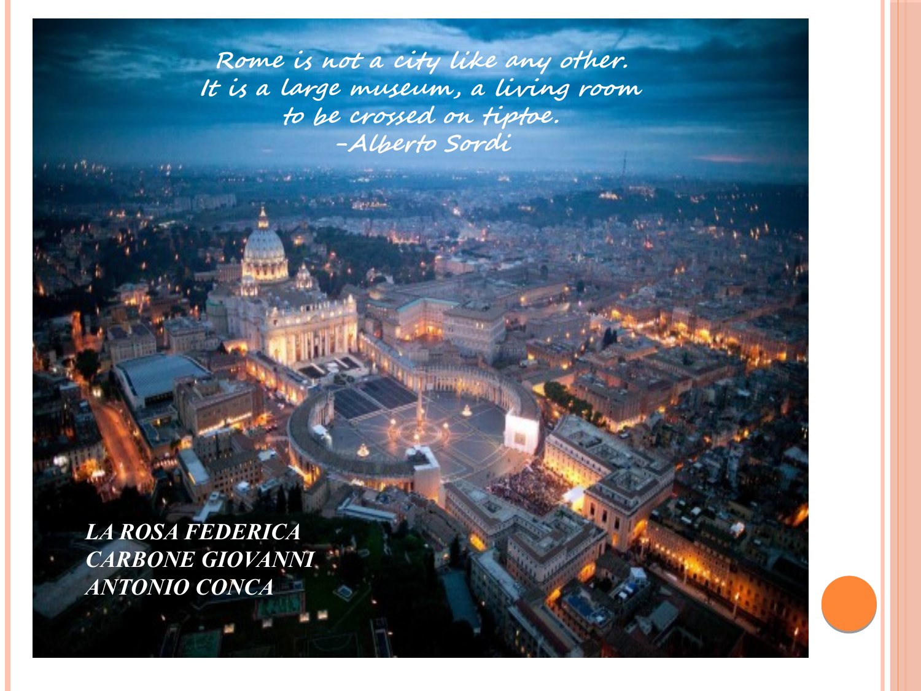*Rome is not a city like any other.*
*It is a large museum, a living room*
*to be crossed on tiptoe.*
*-Alberto Sordi*

***LA ROSA FEDERICA***
***CARBONE GIOVANNI***
***ANTONIO CONCA***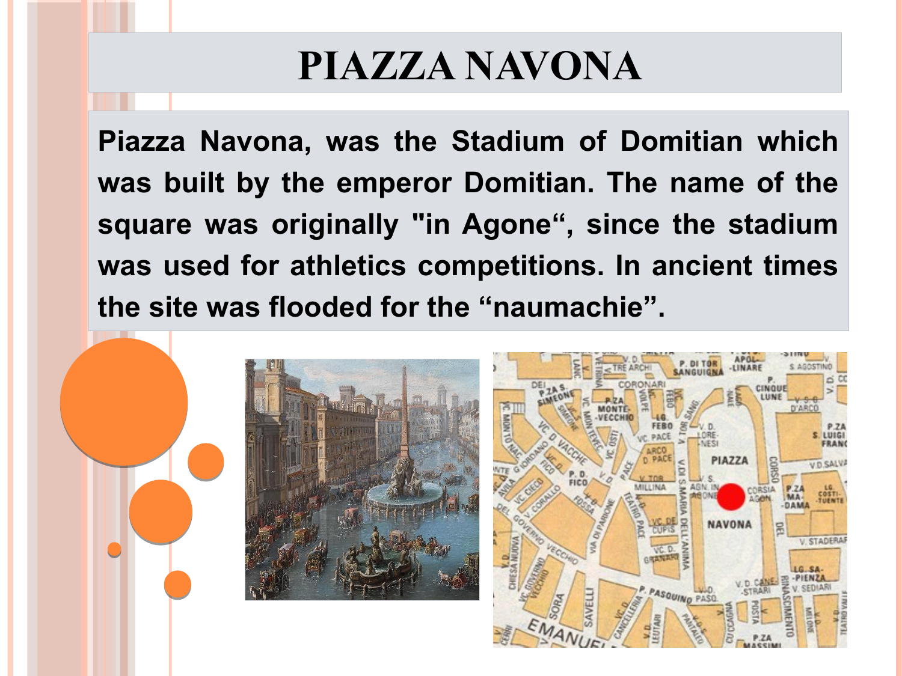# PIAZZA NAVONA

**Piazza Navona, was the Stadium of Domitian which was built by the emperor Domitian. The name of the square was originally "in Agone“, since the stadium was used for athletics competitions. In ancient times the site was flooded for the “naumachie”.**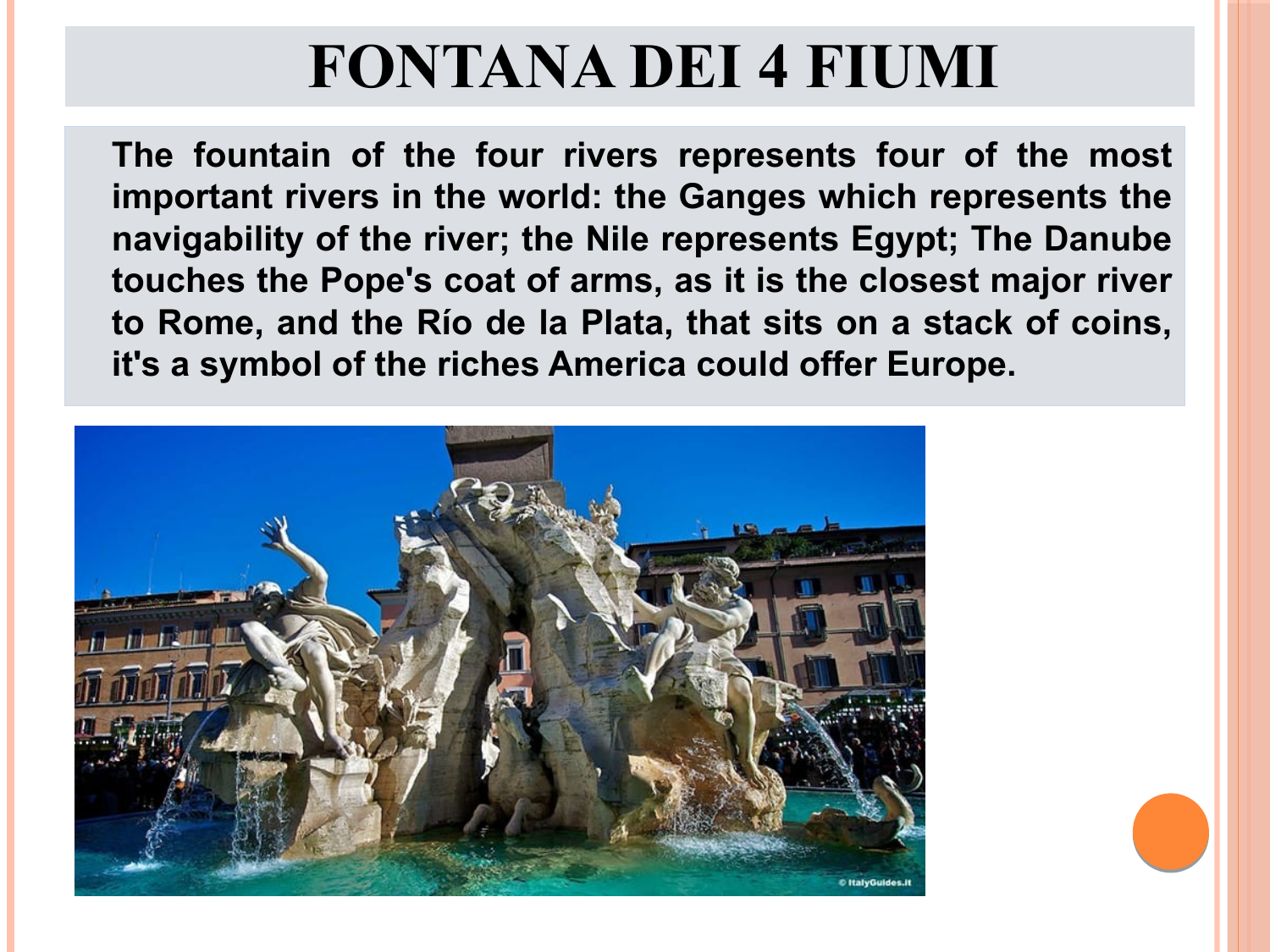# FONTANA DEI 4 FIUMI

The fountain of the four rivers represents four of the most important rivers in the world: the Ganges which represents the navigability of the river; the Nile represents Egypt; The Danube touches the Pope's coat of arms, as it is the closest major river to Rome, and the Río de la Plata, that sits on a stack of coins, it's a symbol of the riches America could offer Europe.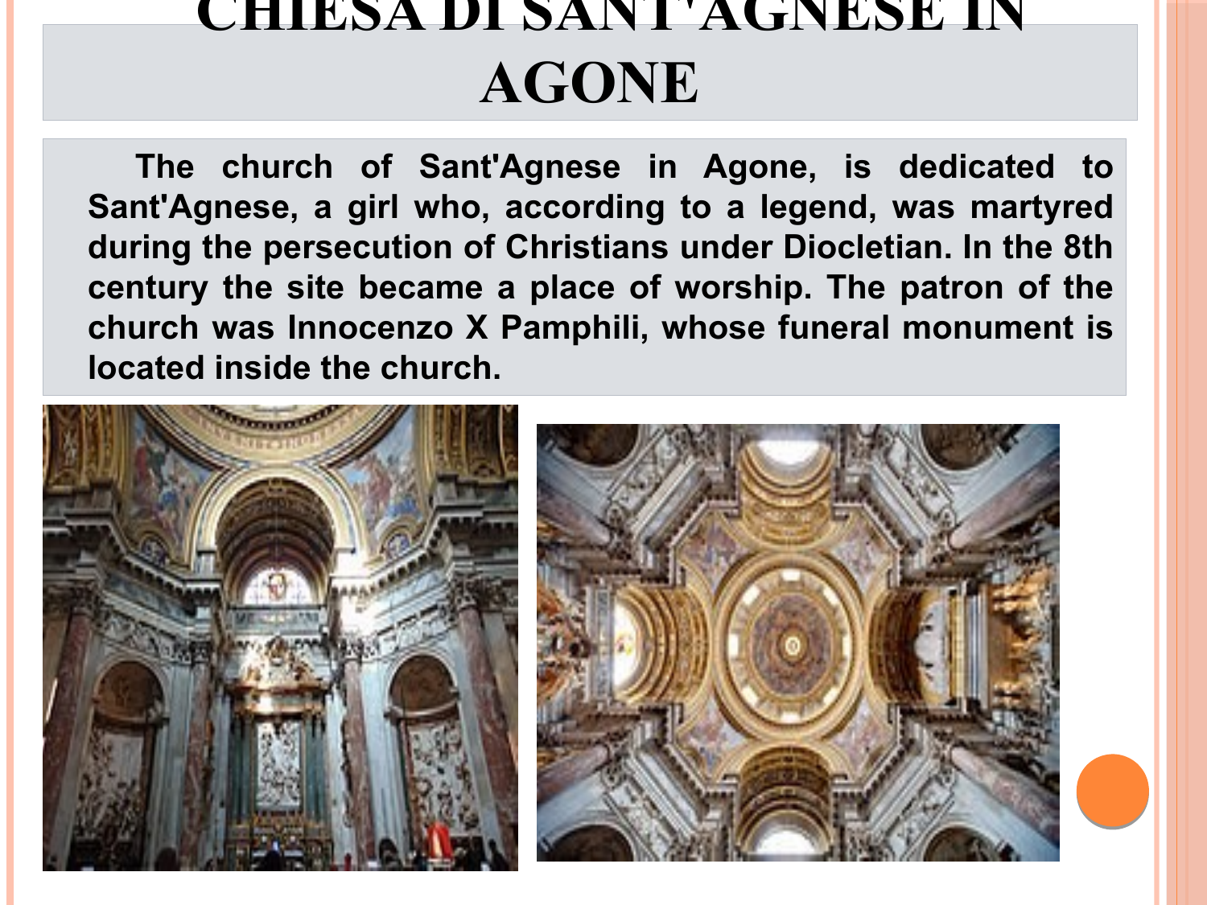# CHIESA DI SANT'AGNESE IN AGONE

The church of Sant'Agnese in Agone, is dedicated to Sant'Agnese, a girl who, according to a legend, was martyred during the persecution of Christians under Diocletian. In the 8th century the site became a place of worship. The patron of the church was Innocenzo X Pamphili, whose funeral monument is located inside the church.